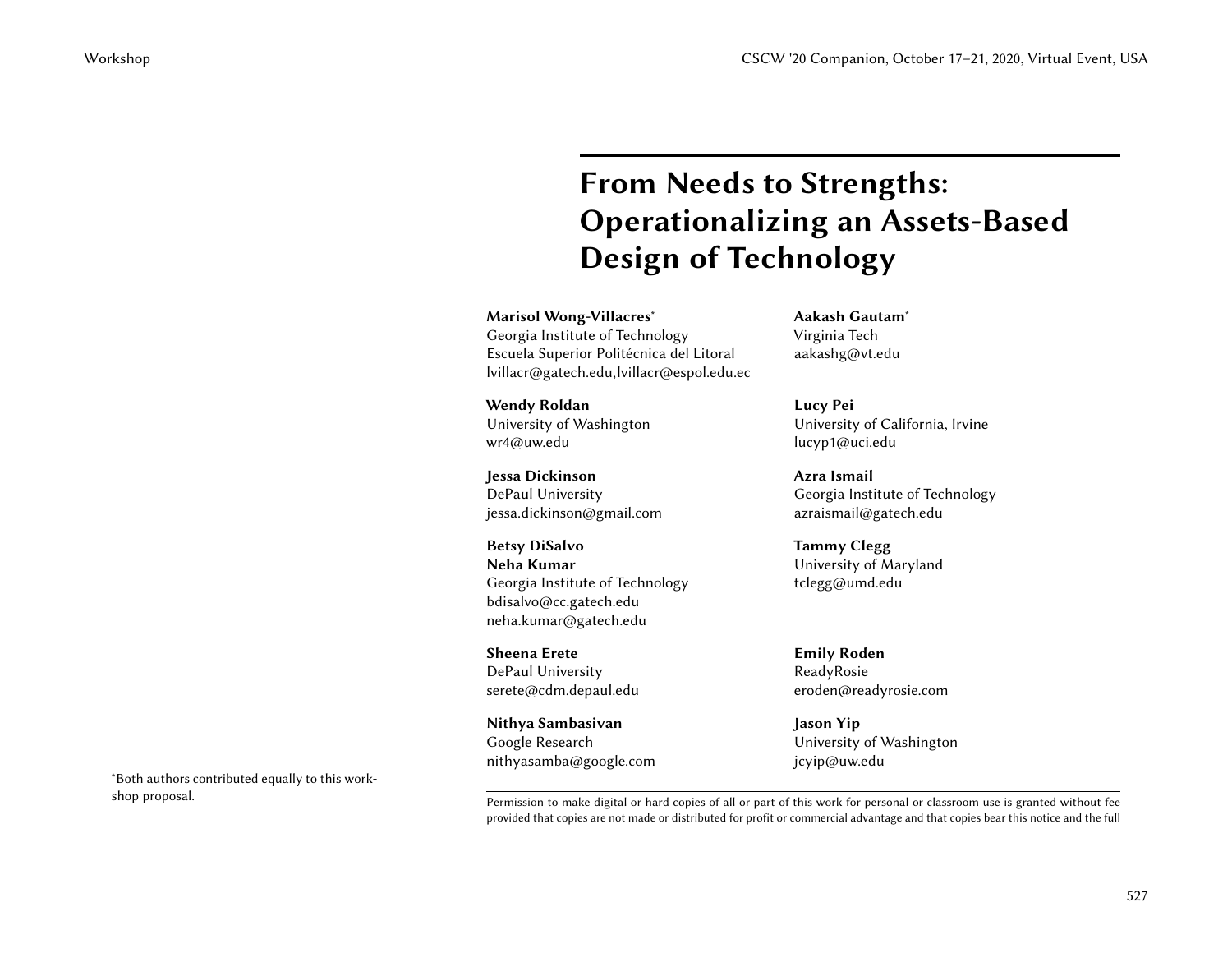# From Needs to Strengths: Operationalizing an Assets-Based Design of Technology

**Marisol Wong-Villacres***
Georgia Institute of Technology
Escuela Superior Politécnica del Litoral
lvillacr@gatech.edu,lvillacr@espol.edu.ec

**Aakash Gautam***
Virginia Tech
aakashg@vt.edu

**Wendy Roldan**
University of Washington
wr4@uw.edu

**Lucy Pei**
University of California, Irvine
lucyp1@uci.edu

**Jessa Dickinson**
DePaul University
jessa.dickinson@gmail.com

**Azra Ismail**
Georgia Institute of Technology
azraismail@gatech.edu

**Betsy DiSalvo**
**Neha Kumar**
Georgia Institute of Technology
bdisalvo@cc.gatech.edu
neha.kumar@gatech.edu

**Tammy Clegg**
University of Maryland
tclegg@umd.edu

**Sheena Erete**
DePaul University
serete@cdm.depaul.edu

**Emily Roden**
ReadyRosie
eroden@readyrosie.com

**Nithya Sambasivan**
Google Research
nithyasamba@google.com

**Jason Yip**
University of Washington
jcyip@uw.edu

*Both authors contributed equally to this workshop proposal.

Permission to make digital or hard copies of all or part of this work for personal or classroom use is granted without fee provided that copies are not made or distributed for profit or commercial advantage and that copies bear this notice and the full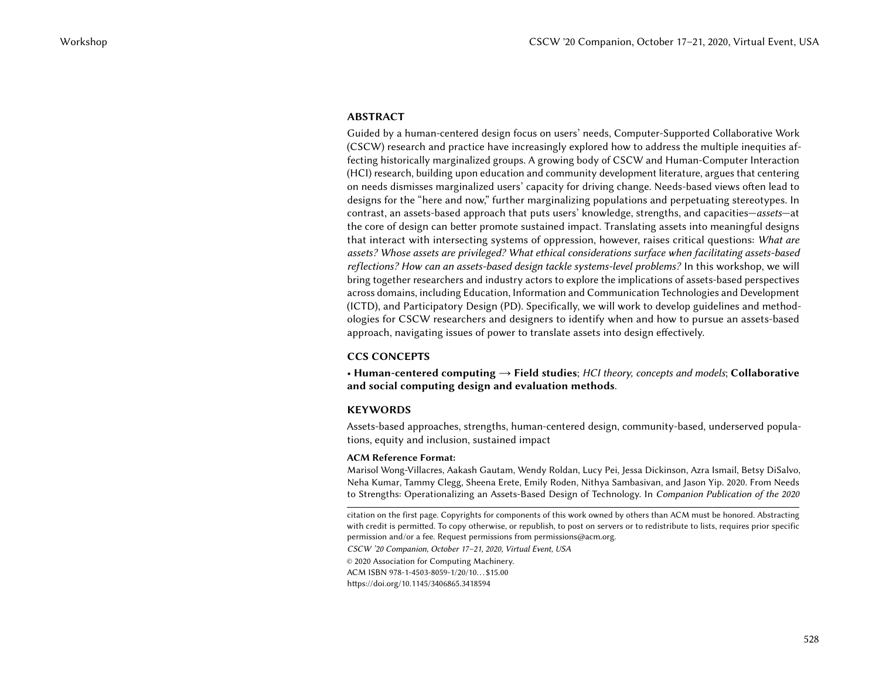## ABSTRACT

Guided by a human-centered design focus on users' needs, Computer-Supported Collaborative Work (CSCW) research and practice have increasingly explored how to address the multiple inequities affecting historically marginalized groups. A growing body of CSCW and Human-Computer Interaction (HCI) research, building upon education and community development literature, argues that centering on needs dismisses marginalized users' capacity for driving change. Needs-based views often lead to designs for the "here and now," further marginalizing populations and perpetuating stereotypes. In contrast, an assets-based approach that puts users' knowledge, strengths, and capacities—*assets*—at the core of design can better promote sustained impact. Translating assets into meaningful designs that interact with intersecting systems of oppression, however, raises critical questions: *What are assets? Whose assets are privileged? What ethical considerations surface when facilitating assets-based reflections? How can an assets-based design tackle systems-level problems?* In this workshop, we will bring together researchers and industry actors to explore the implications of assets-based perspectives across domains, including Education, Information and Communication Technologies and Development (ICTD), and Participatory Design (PD). Specifically, we will work to develop guidelines and methodologies for CSCW researchers and designers to identify when and how to pursue an assets-based approach, navigating issues of power to translate assets into design effectively.

## CCS CONCEPTS

• **Human-centered computing** → **Field studies**; *HCI theory, concepts and models*; **Collaborative and social computing design and evaluation methods**.

## KEYWORDS

Assets-based approaches, strengths, human-centered design, community-based, underserved populations, equity and inclusion, sustained impact

**ACM Reference Format:**

Marisol Wong-Villacres, Aakash Gautam, Wendy Roldan, Lucy Pei, Jessa Dickinson, Azra Ismail, Betsy DiSalvo, Neha Kumar, Tammy Clegg, Sheena Erete, Emily Roden, Nithya Sambasivan, and Jason Yip. 2020. From Needs to Strengths: Operationalizing an Assets-Based Design of Technology. In *Companion Publication of the 2020*

citation on the first page. Copyrights for components of this work owned by others than ACM must be honored. Abstracting with credit is permitted. To copy otherwise, or republish, to post on servers or to redistribute to lists, requires prior specific permission and/or a fee. Request permissions from permissions@acm.org.

*CSCW '20 Companion, October 17–21, 2020, Virtual Event, USA*

© 2020 Association for Computing Machinery.

ACM ISBN 978-1-4503-8059-1/20/10...$15.00

https://doi.org/10.1145/3406865.3418594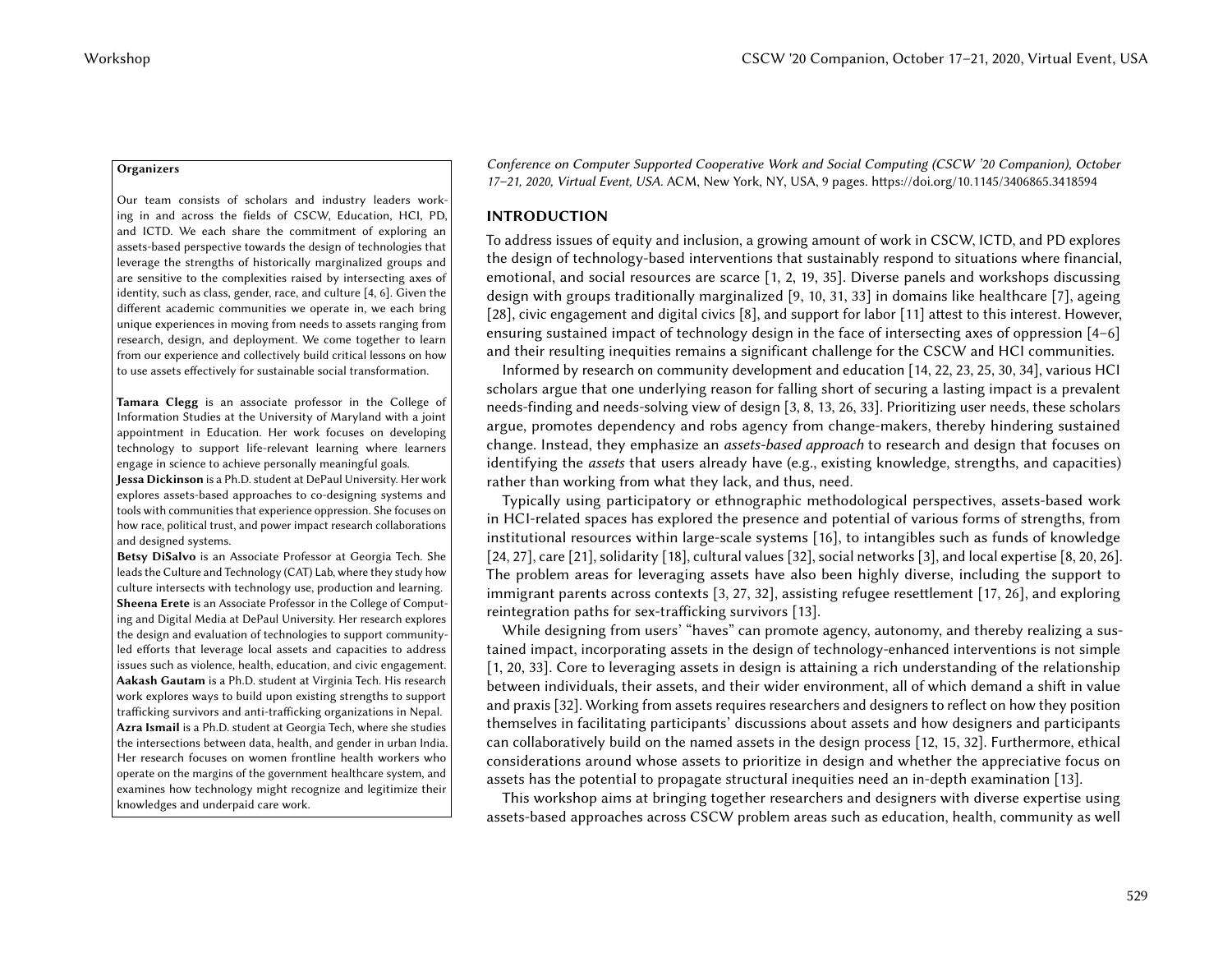**Organizers**

Our team consists of scholars and industry leaders working in and across the fields of CSCW, Education, HCI, PD, and ICTD. We each share the commitment of exploring an assets-based perspective towards the design of technologies that leverage the strengths of historically marginalized groups and are sensitive to the complexities raised by intersecting axes of identity, such as class, gender, race, and culture [4, 6]. Given the different academic communities we operate in, we each bring unique experiences in moving from needs to assets ranging from research, design, and deployment. We come together to learn from our experience and collectively build critical lessons on how to use assets effectively for sustainable social transformation.

**Tamara Clegg** is an associate professor in the College of Information Studies at the University of Maryland with a joint appointment in Education. Her work focuses on developing technology to support life-relevant learning where learners engage in science to achieve personally meaningful goals.

**Jessa Dickinson** is a Ph.D. student at DePaul University. Her work explores assets-based approaches to co-designing systems and tools with communities that experience oppression. She focuses on how race, political trust, and power impact research collaborations and designed systems.

**Betsy DiSalvo** is an Associate Professor at Georgia Tech. She leads the Culture and Technology (CAT) Lab, where they study how culture intersects with technology use, production and learning.

**Sheena Erete** is an Associate Professor in the College of Computing and Digital Media at DePaul University. Her research explores the design and evaluation of technologies to support community-led efforts that leverage local assets and capacities to address issues such as violence, health, education, and civic engagement.

**Aakash Gautam** is a Ph.D. student at Virginia Tech. His research work explores ways to build upon existing strengths to support trafficking survivors and anti-trafficking organizations in Nepal.

**Azra Ismail** is a Ph.D. student at Georgia Tech, where she studies the intersections between data, health, and gender in urban India. Her research focuses on women frontline health workers who operate on the margins of the government healthcare system, and examines how technology might recognize and legitimize their knowledges and underpaid care work.

*Conference on Computer Supported Cooperative Work and Social Computing (CSCW '20 Companion), October 17–21, 2020, Virtual Event, USA.* ACM, New York, NY, USA, 9 pages. https://doi.org/10.1145/3406865.3418594

## INTRODUCTION

To address issues of equity and inclusion, a growing amount of work in CSCW, ICTD, and PD explores the design of technology-based interventions that sustainably respond to situations where financial, emotional, and social resources are scarce [1, 2, 19, 35]. Diverse panels and workshops discussing design with groups traditionally marginalized [9, 10, 31, 33] in domains like healthcare [7], ageing [28], civic engagement and digital civics [8], and support for labor [11] attest to this interest. However, ensuring sustained impact of technology design in the face of intersecting axes of oppression [4–6] and their resulting inequities remains a significant challenge for the CSCW and HCI communities.

Informed by research on community development and education [14, 22, 23, 25, 30, 34], various HCI scholars argue that one underlying reason for falling short of securing a lasting impact is a prevalent needs-finding and needs-solving view of design [3, 8, 13, 26, 33]. Prioritizing user needs, these scholars argue, promotes dependency and robs agency from change-makers, thereby hindering sustained change. Instead, they emphasize an *assets-based approach* to research and design that focuses on identifying the *assets* that users already have (e.g., existing knowledge, strengths, and capacities) rather than working from what they lack, and thus, need.

Typically using participatory or ethnographic methodological perspectives, assets-based work in HCI-related spaces has explored the presence and potential of various forms of strengths, from institutional resources within large-scale systems [16], to intangibles such as funds of knowledge [24, 27], care [21], solidarity [18], cultural values [32], social networks [3], and local expertise [8, 20, 26]. The problem areas for leveraging assets have also been highly diverse, including the support to immigrant parents across contexts [3, 27, 32], assisting refugee resettlement [17, 26], and exploring reintegration paths for sex-trafficking survivors [13].

While designing from users' "haves" can promote agency, autonomy, and thereby realizing a sustained impact, incorporating assets in the design of technology-enhanced interventions is not simple [1, 20, 33]. Core to leveraging assets in design is attaining a rich understanding of the relationship between individuals, their assets, and their wider environment, all of which demand a shift in value and praxis [32]. Working from assets requires researchers and designers to reflect on how they position themselves in facilitating participants' discussions about assets and how designers and participants can collaboratively build on the named assets in the design process [12, 15, 32]. Furthermore, ethical considerations around whose assets to prioritize in design and whether the appreciative focus on assets has the potential to propagate structural inequities need an in-depth examination [13].

This workshop aims at bringing together researchers and designers with diverse expertise using assets-based approaches across CSCW problem areas such as education, health, community as well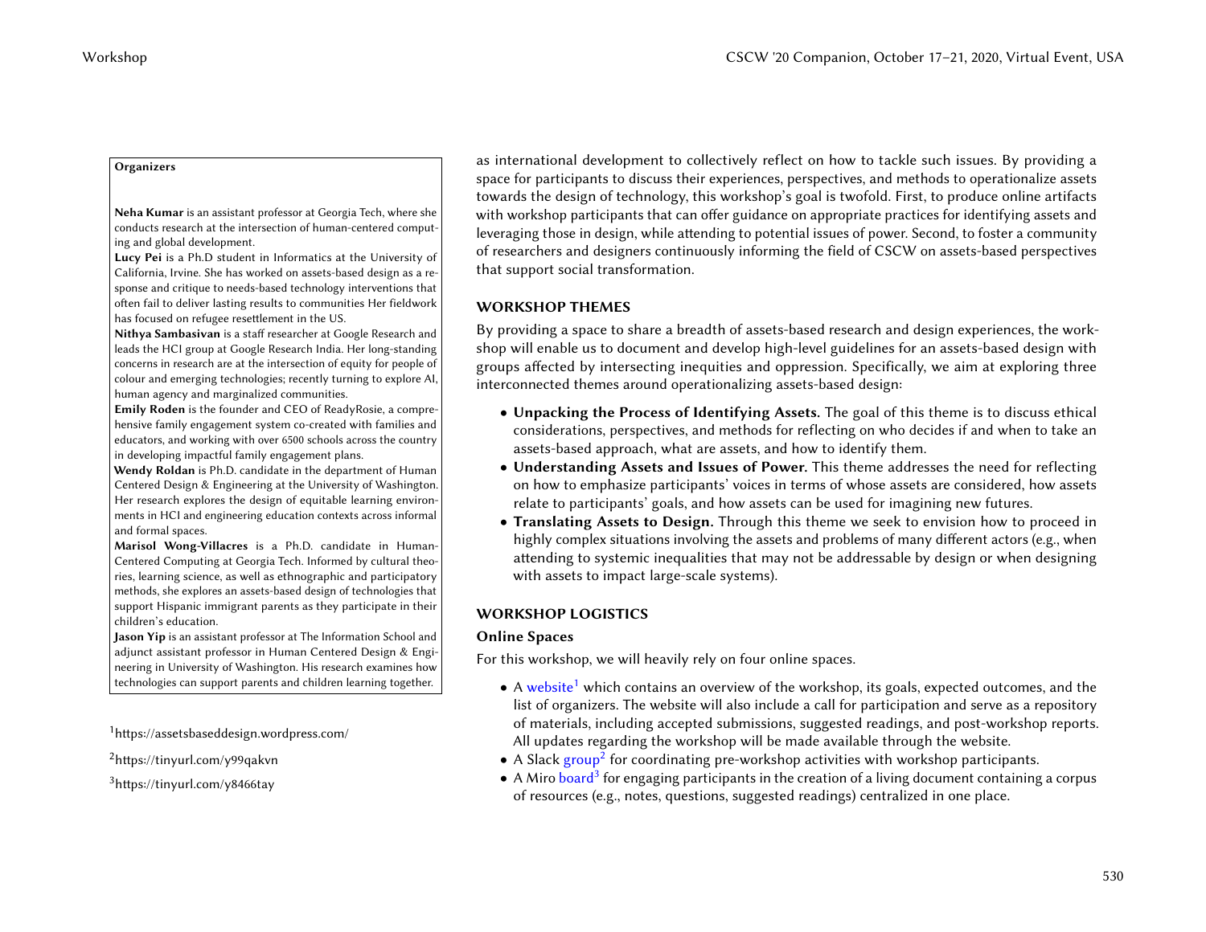as international development to collectively reflect on how to tackle such issues. By providing a space for participants to discuss their experiences, perspectives, and methods to operationalize assets towards the design of technology, this workshop's goal is twofold. First, to produce online artifacts with workshop participants that can offer guidance on appropriate practices for identifying assets and leveraging those in design, while attending to potential issues of power. Second, to foster a community of researchers and designers continuously informing the field of CSCW on assets-based perspectives that support social transformation.

## WORKSHOP THEMES

By providing a space to share a breadth of assets-based research and design experiences, the workshop will enable us to document and develop high-level guidelines for an assets-based design with groups affected by intersecting inequities and oppression. Specifically, we aim at exploring three interconnected themes around operationalizing assets-based design:

- **Unpacking the Process of Identifying Assets.** The goal of this theme is to discuss ethical considerations, perspectives, and methods for reflecting on who decides if and when to take an assets-based approach, what are assets, and how to identify them.
- **Understanding Assets and Issues of Power.** This theme addresses the need for reflecting on how to emphasize participants' voices in terms of whose assets are considered, how assets relate to participants' goals, and how assets can be used for imagining new futures.
- **Translating Assets to Design.** Through this theme we seek to envision how to proceed in highly complex situations involving the assets and problems of many different actors (e.g., when attending to systemic inequalities that may not be addressable by design or when designing with assets to impact large-scale systems).

## WORKSHOP LOGISTICS

### Online Spaces

For this workshop, we will heavily rely on four online spaces.

- A website[1] which contains an overview of the workshop, its goals, expected outcomes, and the list of organizers. The website will also include a call for participation and serve as a repository of materials, including accepted submissions, suggested readings, and post-workshop reports. All updates regarding the workshop will be made available through the website.
- A Slack group[2] for coordinating pre-workshop activities with workshop participants.
- A Miro board[3] for engaging participants in the creation of a living document containing a corpus of resources (e.g., notes, questions, suggested readings) centralized in one place.

**Organizers**

**Neha Kumar** is an assistant professor at Georgia Tech, where she conducts research at the intersection of human-centered computing and global development.

**Lucy Pei** is a Ph.D student in Informatics at the University of California, Irvine. She has worked on assets-based design as a response and critique to needs-based technology interventions that often fail to deliver lasting results to communities Her fieldwork has focused on refugee resettlement in the US.

**Nithya Sambasivan** is a staff researcher at Google Research and leads the HCI group at Google Research India. Her long-standing concerns in research are at the intersection of equity for people of colour and emerging technologies; recently turning to explore AI, human agency and marginalized communities.

**Emily Roden** is the founder and CEO of ReadyRosie, a comprehensive family engagement system co-created with families and educators, and working with over 6500 schools across the country in developing impactful family engagement plans.

**Wendy Roldan** is Ph.D. candidate in the department of Human Centered Design & Engineering at the University of Washington. Her research explores the design of equitable learning environments in HCI and engineering education contexts across informal and formal spaces.

**Marisol Wong-Villacres** is a Ph.D. candidate in Human-Centered Computing at Georgia Tech. Informed by cultural theories, learning science, as well as ethnographic and participatory methods, she explores an assets-based design of technologies that support Hispanic immigrant parents as they participate in their children's education.

**Jason Yip** is an assistant professor at The Information School and adjunct assistant professor in Human Centered Design & Engineering in University of Washington. His research examines how technologies can support parents and children learning together.

[1] https://assetsbaseddesign.wordpress.com/

[2] https://tinyurl.com/y99qakvn

[3] https://tinyurl.com/y8466tay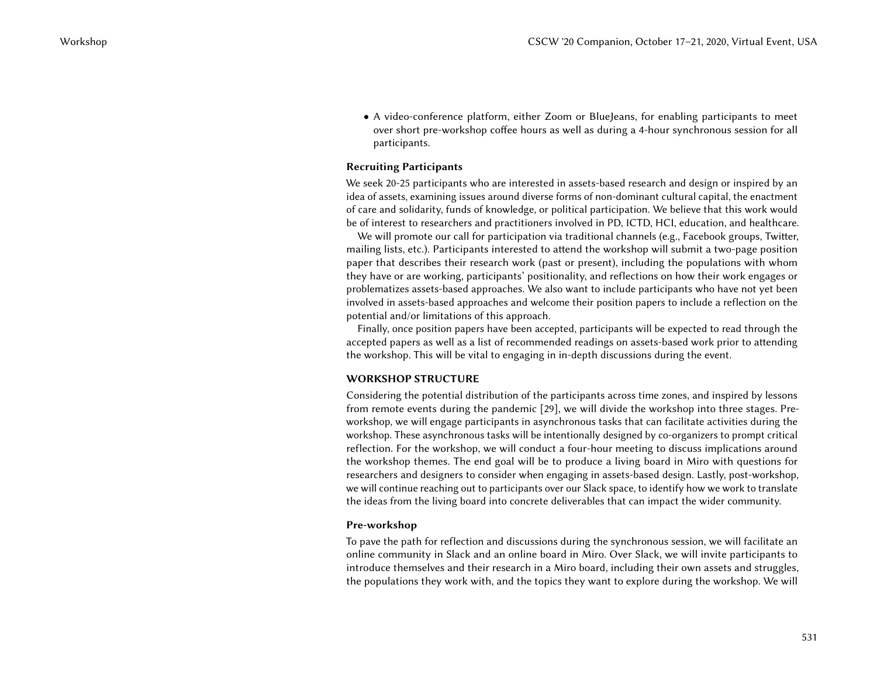- A video-conference platform, either Zoom or BlueJeans, for enabling participants to meet over short pre-workshop coffee hours as well as during a 4-hour synchronous session for all participants.

### Recruiting Participants

We seek 20-25 participants who are interested in assets-based research and design or inspired by an idea of assets, examining issues around diverse forms of non-dominant cultural capital, the enactment of care and solidarity, funds of knowledge, or political participation. We believe that this work would be of interest to researchers and practitioners involved in PD, ICTD, HCI, education, and healthcare.

We will promote our call for participation via traditional channels (e.g., Facebook groups, Twitter, mailing lists, etc.). Participants interested to attend the workshop will submit a two-page position paper that describes their research work (past or present), including the populations with whom they have or are working, participants' positionality, and reflections on how their work engages or problematizes assets-based approaches. We also want to include participants who have not yet been involved in assets-based approaches and welcome their position papers to include a reflection on the potential and/or limitations of this approach.

Finally, once position papers have been accepted, participants will be expected to read through the accepted papers as well as a list of recommended readings on assets-based work prior to attending the workshop. This will be vital to engaging in in-depth discussions during the event.

## WORKSHOP STRUCTURE

Considering the potential distribution of the participants across time zones, and inspired by lessons from remote events during the pandemic [29], we will divide the workshop into three stages. Pre-workshop, we will engage participants in asynchronous tasks that can facilitate activities during the workshop. These asynchronous tasks will be intentionally designed by co-organizers to prompt critical reflection. For the workshop, we will conduct a four-hour meeting to discuss implications around the workshop themes. The end goal will be to produce a living board in Miro with questions for researchers and designers to consider when engaging in assets-based design. Lastly, post-workshop, we will continue reaching out to participants over our Slack space, to identify how we work to translate the ideas from the living board into concrete deliverables that can impact the wider community.

### Pre-workshop

To pave the path for reflection and discussions during the synchronous session, we will facilitate an online community in Slack and an online board in Miro. Over Slack, we will invite participants to introduce themselves and their research in a Miro board, including their own assets and struggles, the populations they work with, and the topics they want to explore during the workshop. We will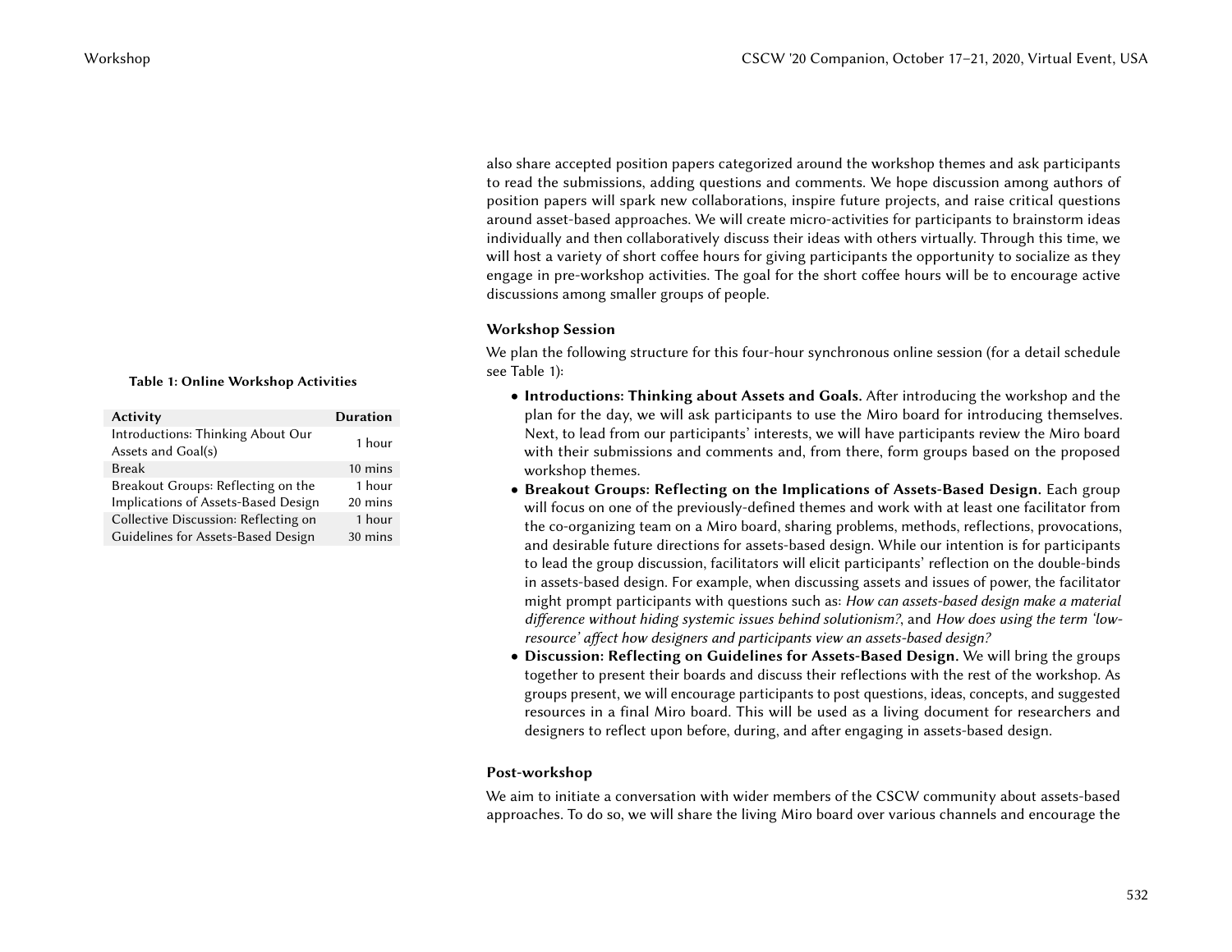also share accepted position papers categorized around the workshop themes and ask participants to read the submissions, adding questions and comments. We hope discussion among authors of position papers will spark new collaborations, inspire future projects, and raise critical questions around asset-based approaches. We will create micro-activities for participants to brainstorm ideas individually and then collaboratively discuss their ideas with others virtually. Through this time, we will host a variety of short coffee hours for giving participants the opportunity to socialize as they engage in pre-workshop activities. The goal for the short coffee hours will be to encourage active discussions among smaller groups of people.

### Workshop Session

We plan the following structure for this four-hour synchronous online session (for a detail schedule see Table 1):

**Table 1: Online Workshop Activities**

| Activity | Duration |
|---|---|
| Introductions: Thinking About Our Assets and Goal(s) | 1 hour |
| Break | 10 mins |
| Breakout Groups: Reflecting on the Implications of Assets-Based Design | 1 hour 20 mins |
| Collective Discussion: Reflecting on Guidelines for Assets-Based Design | 1 hour 30 mins |

- **Introductions: Thinking about Assets and Goals.** After introducing the workshop and the plan for the day, we will ask participants to use the Miro board for introducing themselves. Next, to lead from our participants' interests, we will have participants review the Miro board with their submissions and comments and, from there, form groups based on the proposed workshop themes.
- **Breakout Groups: Reflecting on the Implications of Assets-Based Design.** Each group will focus on one of the previously-defined themes and work with at least one facilitator from the co-organizing team on a Miro board, sharing problems, methods, reflections, provocations, and desirable future directions for assets-based design. While our intention is for participants to lead the group discussion, facilitators will elicit participants' reflection on the double-binds in assets-based design. For example, when discussing assets and issues of power, the facilitator might prompt participants with questions such as: *How can assets-based design make a material difference without hiding systemic issues behind solutionism?*, and *How does using the term 'low-resource' affect how designers and participants view an assets-based design?*
- **Discussion: Reflecting on Guidelines for Assets-Based Design.** We will bring the groups together to present their boards and discuss their reflections with the rest of the workshop. As groups present, we will encourage participants to post questions, ideas, concepts, and suggested resources in a final Miro board. This will be used as a living document for researchers and designers to reflect upon before, during, and after engaging in assets-based design.

### Post-workshop

We aim to initiate a conversation with wider members of the CSCW community about assets-based approaches. To do so, we will share the living Miro board over various channels and encourage the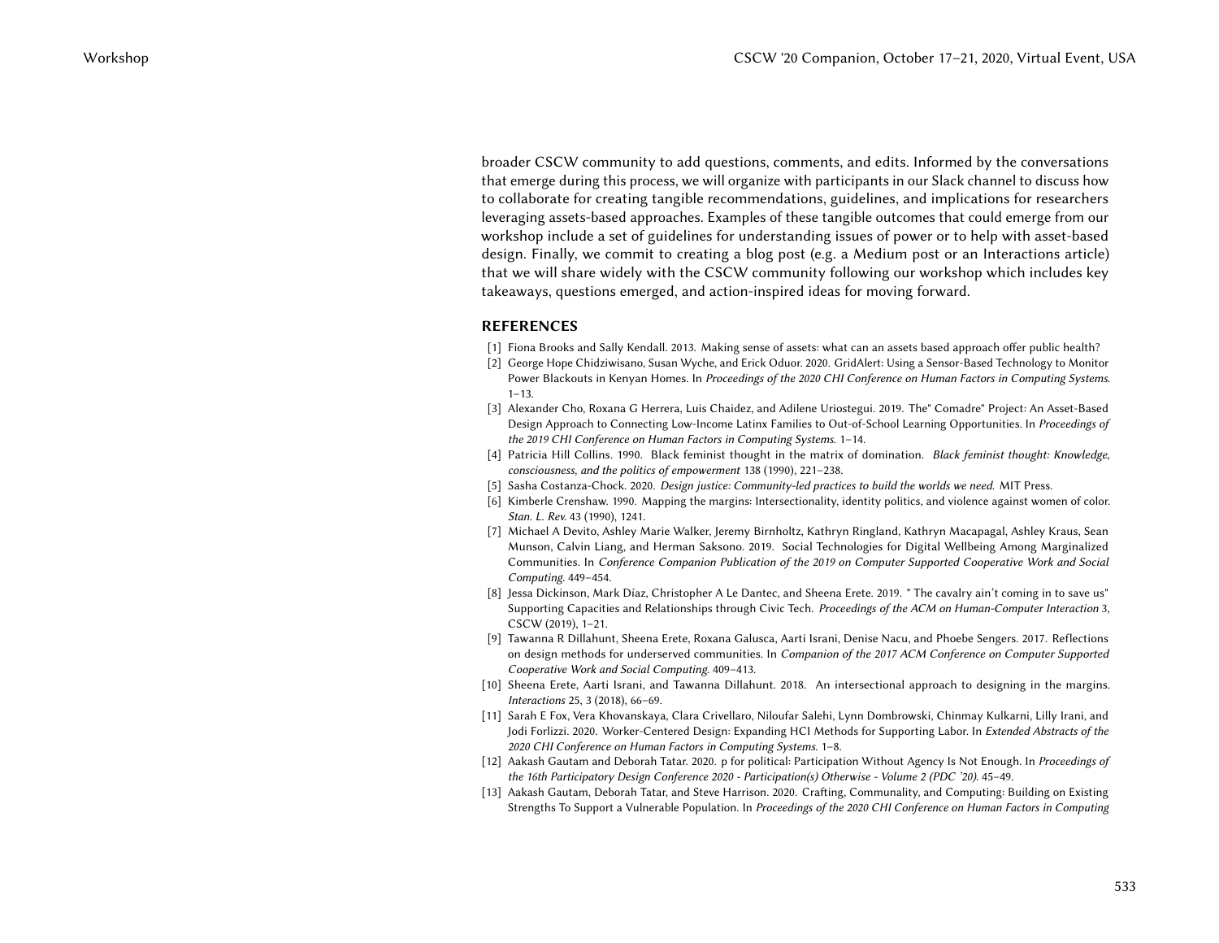broader CSCW community to add questions, comments, and edits. Informed by the conversations that emerge during this process, we will organize with participants in our Slack channel to discuss how to collaborate for creating tangible recommendations, guidelines, and implications for researchers leveraging assets-based approaches. Examples of these tangible outcomes that could emerge from our workshop include a set of guidelines for understanding issues of power or to help with asset-based design. Finally, we commit to creating a blog post (e.g. a Medium post or an Interactions article) that we will share widely with the CSCW community following our workshop which includes key takeaways, questions emerged, and action-inspired ideas for moving forward.

## REFERENCES

- [1] Fiona Brooks and Sally Kendall. 2013. Making sense of assets: what can an assets based approach offer public health?
- [2] George Hope Chidziwisano, Susan Wyche, and Erick Oduor. 2020. GridAlert: Using a Sensor-Based Technology to Monitor Power Blackouts in Kenyan Homes. In *Proceedings of the 2020 CHI Conference on Human Factors in Computing Systems*. 1–13.
- [3] Alexander Cho, Roxana G Herrera, Luis Chaidez, and Adilene Uriostegui. 2019. The" Comadre" Project: An Asset-Based Design Approach to Connecting Low-Income Latinx Families to Out-of-School Learning Opportunities. In *Proceedings of the 2019 CHI Conference on Human Factors in Computing Systems*. 1–14.
- [4] Patricia Hill Collins. 1990. Black feminist thought in the matrix of domination. *Black feminist thought: Knowledge, consciousness, and the politics of empowerment* 138 (1990), 221–238.
- [5] Sasha Costanza-Chock. 2020. *Design justice: Community-led practices to build the worlds we need*. MIT Press.
- [6] Kimberle Crenshaw. 1990. Mapping the margins: Intersectionality, identity politics, and violence against women of color. *Stan. L. Rev.* 43 (1990), 1241.
- [7] Michael A Devito, Ashley Marie Walker, Jeremy Birnholtz, Kathryn Ringland, Kathryn Macapagal, Ashley Kraus, Sean Munson, Calvin Liang, and Herman Saksono. 2019. Social Technologies for Digital Wellbeing Among Marginalized Communities. In *Conference Companion Publication of the 2019 on Computer Supported Cooperative Work and Social Computing*. 449–454.
- [8] Jessa Dickinson, Mark Díaz, Christopher A Le Dantec, and Sheena Erete. 2019. " The cavalry ain't coming in to save us" Supporting Capacities and Relationships through Civic Tech. *Proceedings of the ACM on Human-Computer Interaction* 3, CSCW (2019), 1–21.
- [9] Tawanna R Dillahunt, Sheena Erete, Roxana Galusca, Aarti Israni, Denise Nacu, and Phoebe Sengers. 2017. Reflections on design methods for underserved communities. In *Companion of the 2017 ACM Conference on Computer Supported Cooperative Work and Social Computing*. 409–413.
- [10] Sheena Erete, Aarti Israni, and Tawanna Dillahunt. 2018. An intersectional approach to designing in the margins. *Interactions* 25, 3 (2018), 66–69.
- [11] Sarah E Fox, Vera Khovanskaya, Clara Crivellaro, Niloufar Salehi, Lynn Dombrowski, Chinmay Kulkarni, Lilly Irani, and Jodi Forlizzi. 2020. Worker-Centered Design: Expanding HCI Methods for Supporting Labor. In *Extended Abstracts of the 2020 CHI Conference on Human Factors in Computing Systems*. 1–8.
- [12] Aakash Gautam and Deborah Tatar. 2020. p for political: Participation Without Agency Is Not Enough. In *Proceedings of the 16th Participatory Design Conference 2020 - Participation(s) Otherwise - Volume 2 (PDC '20)*. 45–49.
- [13] Aakash Gautam, Deborah Tatar, and Steve Harrison. 2020. Crafting, Communality, and Computing: Building on Existing Strengths To Support a Vulnerable Population. In *Proceedings of the 2020 CHI Conference on Human Factors in Computing*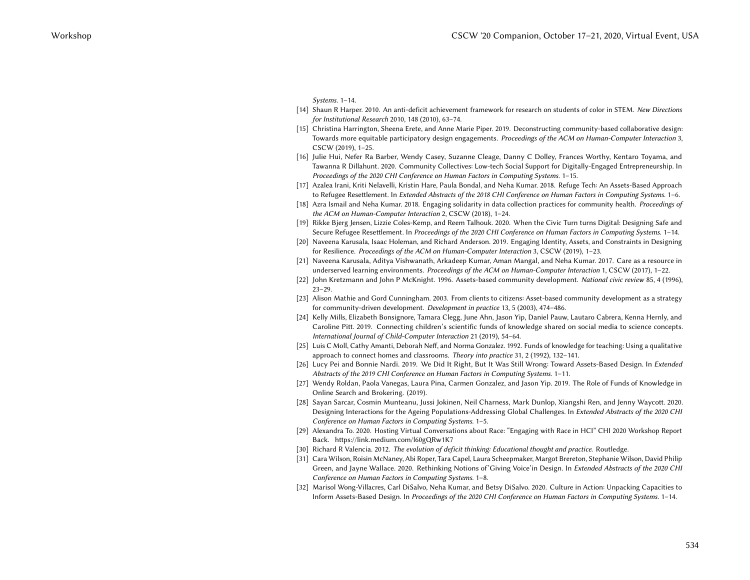*Systems*. 1–14.

[14] Shaun R Harper. 2010. An anti-deficit achievement framework for research on students of color in STEM. *New Directions for Institutional Research* 2010, 148 (2010), 63–74.

[15] Christina Harrington, Sheena Erete, and Anne Marie Piper. 2019. Deconstructing community-based collaborative design: Towards more equitable participatory design engagements. *Proceedings of the ACM on Human-Computer Interaction* 3, CSCW (2019), 1–25.

[16] Julie Hui, Nefer Ra Barber, Wendy Casey, Suzanne Cleage, Danny C Dolley, Frances Worthy, Kentaro Toyama, and Tawanna R Dillahunt. 2020. Community Collectives: Low-tech Social Support for Digitally-Engaged Entrepreneurship. In *Proceedings of the 2020 CHI Conference on Human Factors in Computing Systems*. 1–15.

[17] Azalea Irani, Kriti Nelavelli, Kristin Hare, Paula Bondal, and Neha Kumar. 2018. Refuge Tech: An Assets-Based Approach to Refugee Resettlement. In *Extended Abstracts of the 2018 CHI Conference on Human Factors in Computing Systems*. 1–6.

[18] Azra Ismail and Neha Kumar. 2018. Engaging solidarity in data collection practices for community health. *Proceedings of the ACM on Human-Computer Interaction* 2, CSCW (2018), 1–24.

[19] Rikke Bjerg Jensen, Lizzie Coles-Kemp, and Reem Talhouk. 2020. When the Civic Turn turns Digital: Designing Safe and Secure Refugee Resettlement. In *Proceedings of the 2020 CHI Conference on Human Factors in Computing Systems*. 1–14.

[20] Naveena Karusala, Isaac Holeman, and Richard Anderson. 2019. Engaging Identity, Assets, and Constraints in Designing for Resilience. *Proceedings of the ACM on Human-Computer Interaction* 3, CSCW (2019), 1–23.

[21] Naveena Karusala, Aditya Vishwanath, Arkadeep Kumar, Aman Mangal, and Neha Kumar. 2017. Care as a resource in underserved learning environments. *Proceedings of the ACM on Human-Computer Interaction* 1, CSCW (2017), 1–22.

[22] John Kretzmann and John P McKnight. 1996. Assets-based community development. *National civic review* 85, 4 (1996), 23–29.

[23] Alison Mathie and Gord Cunningham. 2003. From clients to citizens: Asset-based community development as a strategy for community-driven development. *Development in practice* 13, 5 (2003), 474–486.

[24] Kelly Mills, Elizabeth Bonsignore, Tamara Clegg, June Ahn, Jason Yip, Daniel Pauw, Lautaro Cabrera, Kenna Hernly, and Caroline Pitt. 2019. Connecting children's scientific funds of knowledge shared on social media to science concepts. *International Journal of Child-Computer Interaction* 21 (2019), 54–64.

[25] Luis C Moll, Cathy Amanti, Deborah Neff, and Norma Gonzalez. 1992. Funds of knowledge for teaching: Using a qualitative approach to connect homes and classrooms. *Theory into practice* 31, 2 (1992), 132–141.

[26] Lucy Pei and Bonnie Nardi. 2019. We Did It Right, But It Was Still Wrong: Toward Assets-Based Design. In *Extended Abstracts of the 2019 CHI Conference on Human Factors in Computing Systems*. 1–11.

[27] Wendy Roldan, Paola Vanegas, Laura Pina, Carmen Gonzalez, and Jason Yip. 2019. The Role of Funds of Knowledge in Online Search and Brokering. (2019).

[28] Sayan Sarcar, Cosmin Munteanu, Jussi Jokinen, Neil Charness, Mark Dunlop, Xiangshi Ren, and Jenny Waycott. 2020. Designing Interactions for the Ageing Populations-Addressing Global Challenges. In *Extended Abstracts of the 2020 CHI Conference on Human Factors in Computing Systems*. 1–5.

[29] Alexandra To. 2020. Hosting Virtual Conversations about Race: "Engaging with Race in HCI" CHI 2020 Workshop Report Back. https://link.medium.com/l60gQRw1K7

[30] Richard R Valencia. 2012. *The evolution of deficit thinking: Educational thought and practice*. Routledge.

[31] Cara Wilson, Roisin McNaney, Abi Roper, Tara Capel, Laura Scheepmaker, Margot Brereton, Stephanie Wilson, David Philip Green, and Jayne Wallace. 2020. Rethinking Notions of'Giving Voice'in Design. In *Extended Abstracts of the 2020 CHI Conference on Human Factors in Computing Systems*. 1–8.

[32] Marisol Wong-Villacres, Carl DiSalvo, Neha Kumar, and Betsy DiSalvo. 2020. Culture in Action: Unpacking Capacities to Inform Assets-Based Design. In *Proceedings of the 2020 CHI Conference on Human Factors in Computing Systems*. 1–14.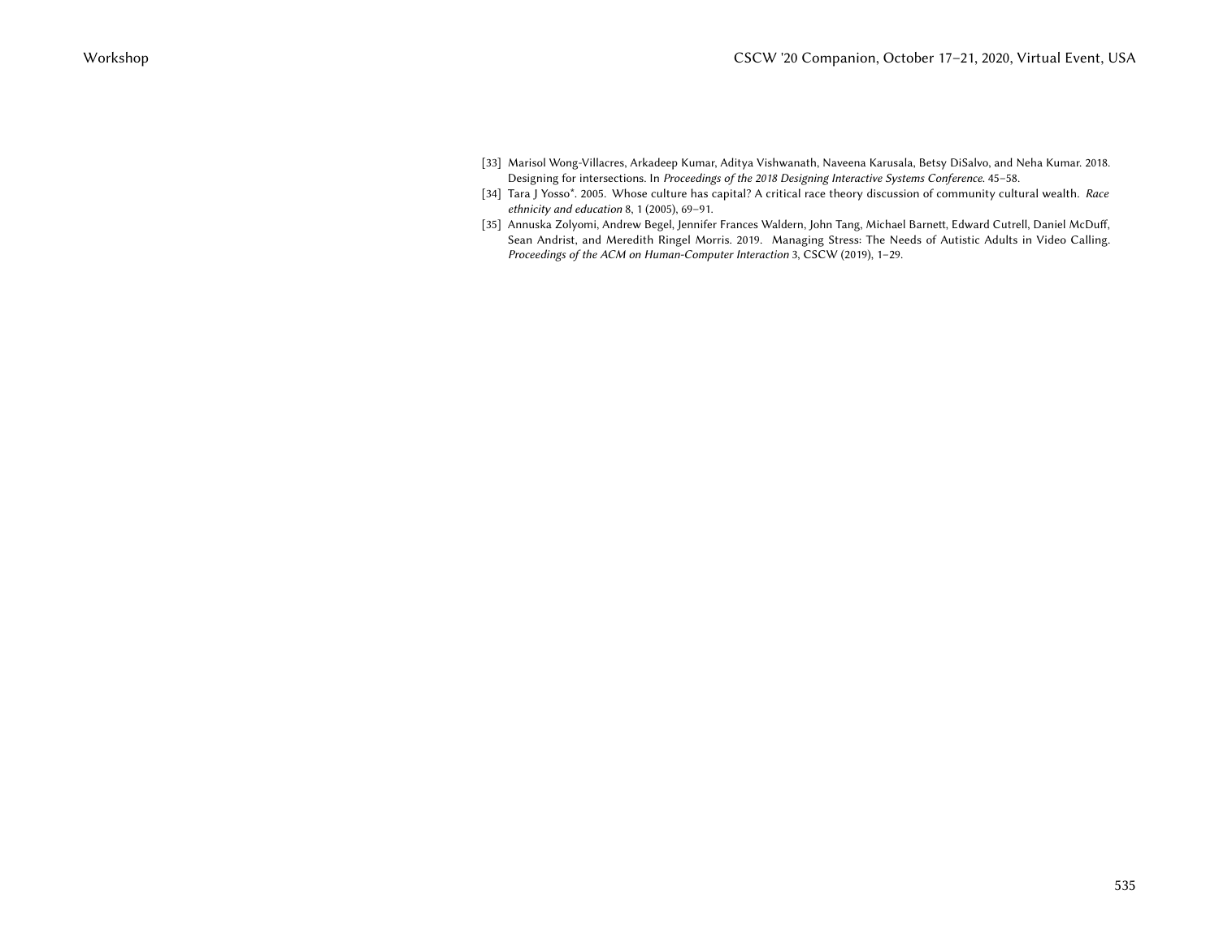[33] Marisol Wong-Villacres, Arkadeep Kumar, Aditya Vishwanath, Naveena Karusala, Betsy DiSalvo, and Neha Kumar. 2018. Designing for intersections. In *Proceedings of the 2018 Designing Interactive Systems Conference*. 45–58.

[34] Tara J Yosso*. 2005. Whose culture has capital? A critical race theory discussion of community cultural wealth. *Race ethnicity and education* 8, 1 (2005), 69–91.

[35] Annuska Zolyomi, Andrew Begel, Jennifer Frances Waldern, John Tang, Michael Barnett, Edward Cutrell, Daniel McDuff, Sean Andrist, and Meredith Ringel Morris. 2019. Managing Stress: The Needs of Autistic Adults in Video Calling. *Proceedings of the ACM on Human-Computer Interaction* 3, CSCW (2019), 1–29.